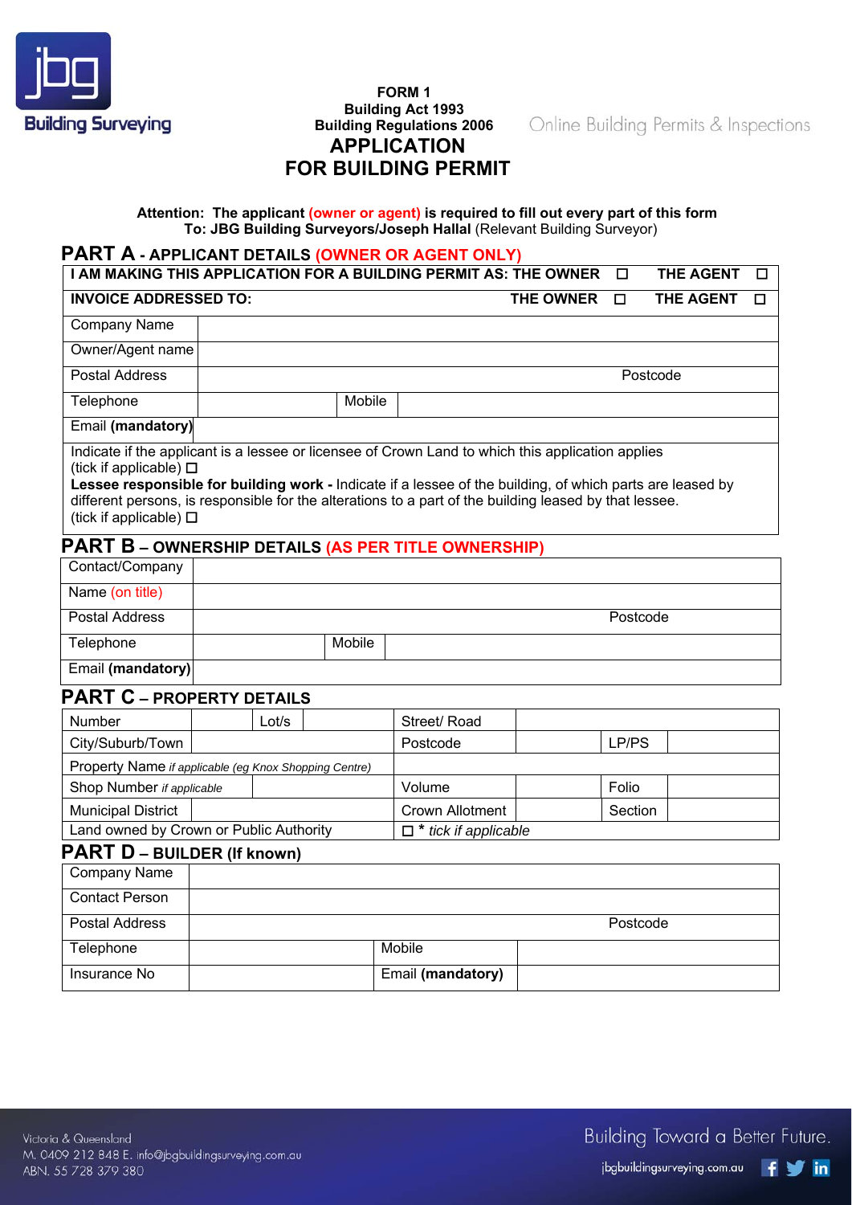jbg Building Surveying

**FORM 1**
**Building Act 1993**
**Building Regulations 2006**

# APPLICATION FOR BUILDING PERMIT

Online Building Permits & Inspections

**Attention: The applicant (owner or agent) is required to fill out every part of this form**
**To: JBG Building Surveyors/Joseph Hallal** (Relevant Building Surveyor)

## PART A - APPLICANT DETAILS (OWNER OR AGENT ONLY)

| **I AM MAKING THIS APPLICATION FOR A BUILDING PERMIT AS: THE OWNER ☐ THE AGENT ☐** | | | |
|---|---|---|---|
| **INVOICE ADDRESSED TO:** **THE OWNER ☐ THE AGENT ☐** | | | |
| Company Name | | | |
| Owner/Agent name | | | |
| Postal Address | | | Postcode |
| Telephone | | Mobile | |
| Email **(mandatory)** | | | |

Indicate if the applicant is a lessee or licensee of Crown Land to which this application applies
(tick if applicable) ☐
**Lessee responsible for building work -** Indicate if a lessee of the building, of which parts are leased by different persons, is responsible for the alterations to a part of the building leased by that lessee.
(tick if applicable) ☐

## PART B – OWNERSHIP DETAILS (AS PER TITLE OWNERSHIP)

| Contact/Company | | | |
|---|---|---|---|
| Name (on title) | | | |
| Postal Address | | | Postcode |
| Telephone | | Mobile | |
| Email **(mandatory)** | | | |

## PART C – PROPERTY DETAILS

| Number | | Lot/s | | Street/ Road | | | |
|---|---|---|---|---|---|---|---|
| City/Suburb/Town | | | | Postcode | | LP/PS | |
| Property Name *if applicable (eg Knox Shopping Centre)* | | | | | | | |
| Shop Number *if applicable* | | | | Volume | | Folio | |
| Municipal District | | | | Crown Allotment | | Section | |
| Land owned by Crown or Public Authority | | | | ☐ * *tick if applicable* | | | |

## PART D – BUILDER (If known)

| Company Name | | | |
|---|---|---|---|
| Contact Person | | | |
| Postal Address | | | Postcode |
| Telephone | | Mobile | |
| Insurance No | | Email **(mandatory)** | |

Victoria & Queensland
M. 0409 212 848 E. info@jbgbuildingsurveying.com.au
ABN. 55 728 379 380

Building Toward a Better Future.
jbgbuildingsurveying.com.au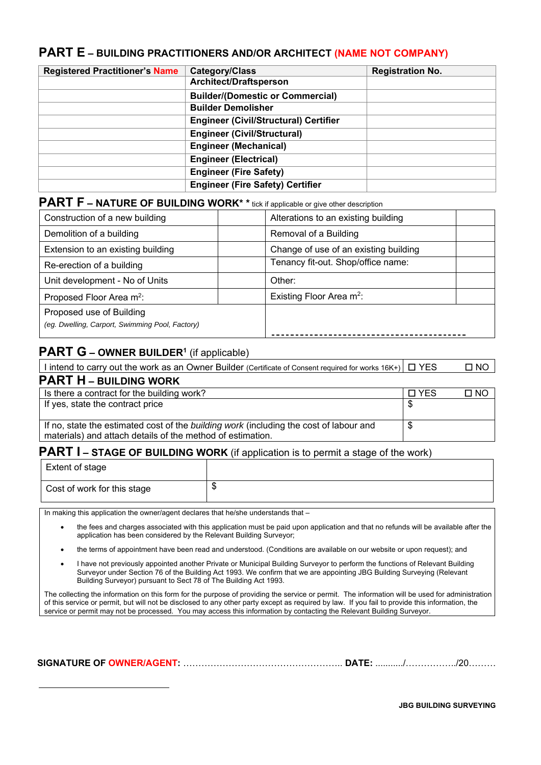## PART E – BUILDING PRACTITIONERS AND/OR ARCHITECT (NAME NOT COMPANY)

| Registered Practitioner's Name | Category/Class | Registration No. |
|---|---|---|
| | Architect/Draftsperson | |
| | Builder/(Domestic or Commercial) | |
| | Builder Demolisher | |
| | Engineer (Civil/Structural) Certifier | |
| | Engineer (Civil/Structural) | |
| | Engineer (Mechanical) | |
| | Engineer (Electrical) | |
| | Engineer (Fire Safety) | |
| | Engineer (Fire Safety) Certifier | |

## PART F – NATURE OF BUILDING WORK* * tick if applicable or give other description

| | | | |
|---|---|---|---|
| Construction of a new building | | Alterations to an existing building | |
| Demolition of a building | | Removal of a Building | |
| Extension to an existing building | | Change of use of an existing building | |
| Re-erection of a building | | Tenancy fit-out. Shop/office name: | |
| Unit development - No of Units | | Other: | |
| Proposed Floor Area $m^2$: | | Existing Floor Area $m^2$: | |
| Proposed use of Building *(eg. Dwelling, Carport, Swimming Pool, Factory)* | | ---------------------------------------- | |

## PART G – OWNER BUILDER[1] (if applicable)

| | | |
|---|---|---|
| I intend to carry out the work as an Owner Builder (Certificate of Consent required for works 16K+) | ☐ YES | ☐ NO |

## PART H – BUILDING WORK

| | | |
|---|---|---|
| Is there a contract for the building work? | ☐ YES | ☐ NO |
| If yes, state the contract price | $ | |
| If no, state the estimated cost of the *building work* (including the cost of labour and materials) and attach details of the method of estimation. | $ | |

## PART I – STAGE OF BUILDING WORK (if application is to permit a stage of the work)

| | |
|---|---|
| Extent of stage | |
| Cost of work for this stage | $ |

In making this application the owner/agent declares that he/she understands that –

- the fees and charges associated with this application must be paid upon application and that no refunds will be available after the application has been considered by the Relevant Building Surveyor;
- the terms of appointment have been read and understood. (Conditions are available on our website or upon request); and
- I have not previously appointed another Private or Municipal Building Surveyor to perform the functions of Relevant Building Surveyor under Section 76 of the Building Act 1993. We confirm that we are appointing JBG Building Surveying (Relevant Building Surveyor) pursuant to Sect 78 of The Building Act 1993.

The collecting the information on this form for the purpose of providing the service or permit. The information will be used for administration of this service or permit, but will not be disclosed to any other party except as required by law. If you fail to provide this information, the service or permit may not be processed. You may access this information by contacting the Relevant Building Surveyor.

**SIGNATURE OF OWNER/AGENT:** …………………………………………….. **DATE:** ........../……………../20………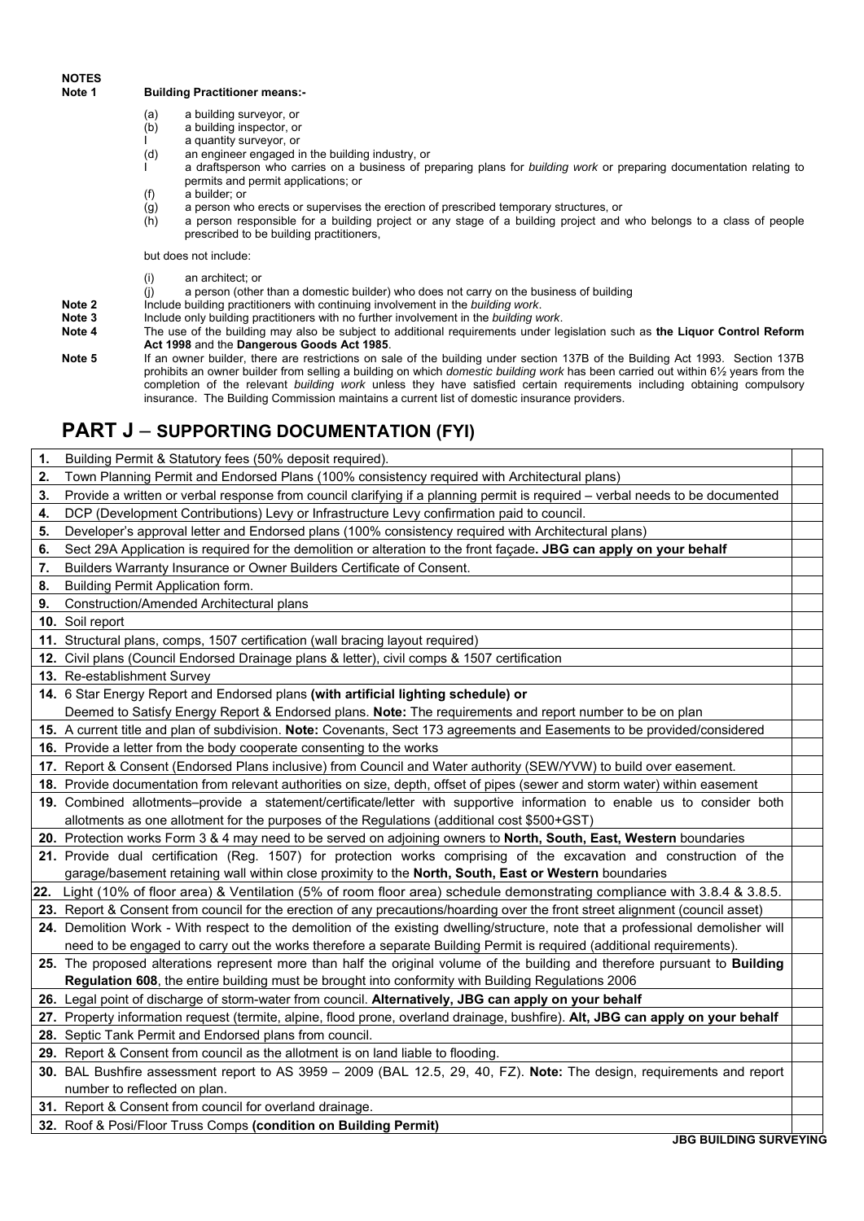**NOTES**

**Note 1** **Building Practitioner means:-**

- (a) a building surveyor, or
- (b) a building inspector, or
- I a quantity surveyor, or
- (d) an engineer engaged in the building industry, or
- I a draftsperson who carries on a business of preparing plans for *building work* or preparing documentation relating to permits and permit applications; or
- (f) a builder; or
- (g) a person who erects or supervises the erection of prescribed temporary structures, or
- (h) a person responsible for a building project or any stage of a building project and who belongs to a class of people prescribed to be building practitioners,

but does not include:

- (i) an architect; or
- (j) a person (other than a domestic builder) who does not carry on the business of building

**Note 2** Include building practitioners with continuing involvement in the *building work*.

**Note 3** Include only building practitioners with no further involvement in the *building work*.

**Note 4** The use of the building may also be subject to additional requirements under legislation such as **the Liquor Control Reform Act 1998** and the **Dangerous Goods Act 1985**.

**Note 5** If an owner builder, there are restrictions on sale of the building under section 137B of the Building Act 1993. Section 137B prohibits an owner builder from selling a building on which *domestic building work* has been carried out within 6½ years from the completion of the relevant *building work* unless they have satisfied certain requirements including obtaining compulsory insurance. The Building Commission maintains a current list of domestic insurance providers.

# PART J – SUPPORTING DOCUMENTATION (FYI)

| | | |
|---|---|---|
| **1.** | Building Permit & Statutory fees (50% deposit required). | |
| **2.** | Town Planning Permit and Endorsed Plans (100% consistency required with Architectural plans) | |
| **3.** | Provide a written or verbal response from council clarifying if a planning permit is required – verbal needs to be documented | |
| **4.** | DCP (Development Contributions) Levy or Infrastructure Levy confirmation paid to council. | |
| **5.** | Developer's approval letter and Endorsed plans (100% consistency required with Architectural plans) | |
| **6.** | Sect 29A Application is required for the demolition or alteration to the front façade**. JBG can apply on your behalf** | |
| **7.** | Builders Warranty Insurance or Owner Builders Certificate of Consent. | |
| **8.** | Building Permit Application form. | |
| **9.** | Construction/Amended Architectural plans | |
| **10.** | Soil report | |
| **11.** | Structural plans, comps, 1507 certification (wall bracing layout required) | |
| **12.** | Civil plans (Council Endorsed Drainage plans & letter), civil comps & 1507 certification | |
| **13.** | Re-establishment Survey | |
| **14.** | 6 Star Energy Report and Endorsed plans **(with artificial lighting schedule) or** Deemed to Satisfy Energy Report & Endorsed plans. **Note:** The requirements and report number to be on plan | |
| **15.** | A current title and plan of subdivision. **Note:** Covenants, Sect 173 agreements and Easements to be provided/considered | |
| **16.** | Provide a letter from the body cooperate consenting to the works | |
| **17.** | Report & Consent (Endorsed Plans inclusive) from Council and Water authority (SEW/YVW) to build over easement. | |
| **18.** | Provide documentation from relevant authorities on size, depth, offset of pipes (sewer and storm water) within easement | |
| **19.** | Combined allotments–provide a statement/certificate/letter with supportive information to enable us to consider both allotments as one allotment for the purposes of the Regulations (additional cost $500+GST) | |
| **20.** | Protection works Form 3 & 4 may need to be served on adjoining owners to **North, South, East, Western** boundaries | |
| **21.** | Provide dual certification (Reg. 1507) for protection works comprising of the excavation and construction of the garage/basement retaining wall within close proximity to the **North, South, East or Western** boundaries | |
| **22.** | Light (10% of floor area) & Ventilation (5% of room floor area) schedule demonstrating compliance with 3.8.4 & 3.8.5. | |
| **23.** | Report & Consent from council for the erection of any precautions/hoarding over the front street alignment (council asset) | |
| **24.** | Demolition Work - With respect to the demolition of the existing dwelling/structure, note that a professional demolisher will need to be engaged to carry out the works therefore a separate Building Permit is required (additional requirements). | |
| **25.** | The proposed alterations represent more than half the original volume of the building and therefore pursuant to **Building Regulation 608**, the entire building must be brought into conformity with Building Regulations 2006 | |
| **26.** | Legal point of discharge of storm-water from council. **Alternatively, JBG can apply on your behalf** | |
| **27.** | Property information request (termite, alpine, flood prone, overland drainage, bushfire). **Alt, JBG can apply on your behalf** | |
| **28.** | Septic Tank Permit and Endorsed plans from council. | |
| **29.** | Report & Consent from council as the allotment is on land liable to flooding. | |
| **30.** | BAL Bushfire assessment report to AS 3959 – 2009 (BAL 12.5, 29, 40, FZ). **Note:** The design, requirements and report number to reflected on plan. | |
| **31.** | Report & Consent from council for overland drainage. | |
| **32.** | Roof & Posi/Floor Truss Comps **(condition on Building Permit)** | |

**JBG BUILDING SURVEYING**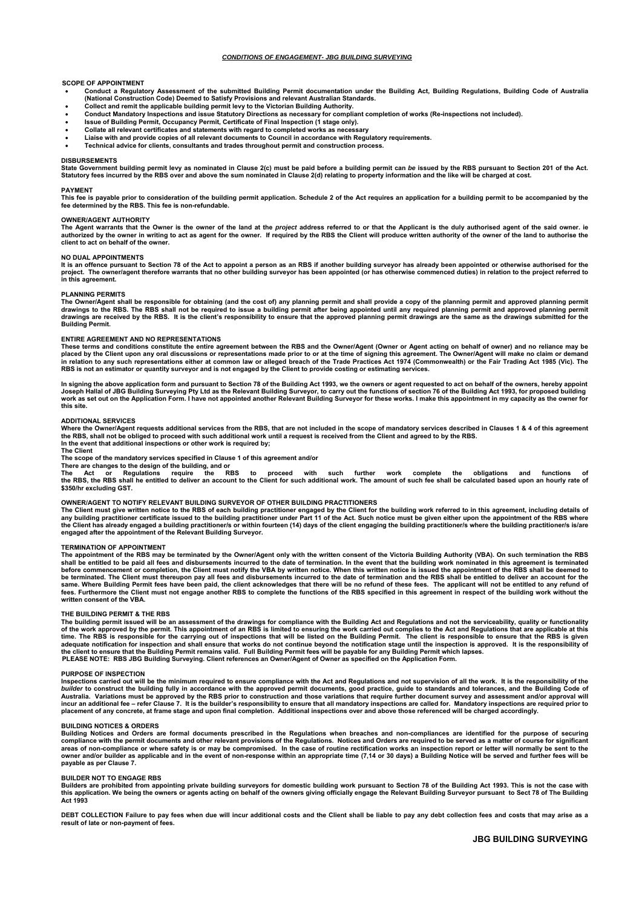# *CONDITIONS OF ENGAGEMENT- JBG BUILDING SURVEYING*

**SCOPE OF APPOINTMENT**

- **Conduct a Regulatory Assessment of the submitted Building Permit documentation under the Building Act, Building Regulations, Building Code of Australia (National Construction Code) Deemed to Satisfy Provisions and relevant Australian Standards.**
- **Collect and remit the applicable building permit levy to the Victorian Building Authority.**
- **Conduct Mandatory Inspections and issue Statutory Directions as necessary for compliant completion of works (Re-inspections not included).**
- **Issue of Building Permit, Occupancy Permit, Certificate of Final Inspection (1 stage only).**
- **Collate all relevant certificates and statements with regard to completed works as necessary**
- **Liaise with and provide copies of all relevant documents to Council in accordance with Regulatory requirements.**
- **Technical advice for clients, consultants and trades throughout permit and construction process.**

**DISBURSEMENTS**
**State Government building permit levy as nominated in Clause 2(c) must be paid before a building permit can *be* issued by the RBS pursuant to Section 201 of the Act. Statutory fees incurred by the RBS over and above the sum nominated in Clause 2(d) relating to property information and the like will be charged at cost.**

**PAYMENT**
**This fee is payable prior to consideration of the building permit application. Schedule 2 of the Act requires an application for a building permit to be accompanied by the fee determined by the RBS. This fee is non-refundable.**

**OWNER/AGENT AUTHORITY**
**The Agent warrants that the Owner is the owner of the land at the *project* address referred to or that the Applicant is the duly authorised agent of the said owner. ie authorized by the owner in writing to act as agent for the owner. If required by the RBS the Client will produce written authority of the owner of the land to authorise the client to act on behalf of the owner.**

**NO DUAL APPOINTMENTS**
**It is an offence pursuant to Section 78 of the Act to appoint a person as an RBS if another building surveyor has already been appointed or otherwise authorised for the project. The owner/agent therefore warrants that no other building surveyor has been appointed (or has otherwise commenced duties) in relation to the project referred to in this agreement.**

**PLANNING PERMITS**
**The Owner/Agent shall be responsible for obtaining (and the cost of) any planning permit and shall provide a copy of the planning permit and approved planning permit drawings to the RBS. The RBS shall not be required to issue a building permit after being appointed until any required planning permit and approved planning permit drawings are received by the RBS. It is the client's responsibility to ensure that the approved planning permit drawings are the same as the drawings submitted for the Building Permit.**

**ENTIRE AGREEMENT AND NO REPRESENTATIONS**
**These terms and conditions constitute the entire agreement between the RBS and the Owner/Agent (Owner or Agent acting on behalf of owner) and no reliance may be placed by the Client upon any oral discussions or representations made prior to or at the time of signing this agreement. The Owner/Agent will make no claim or demand in relation to any such representations either at common law or alleged breach of the Trade Practices Act 1974 (Commonwealth) or the Fair Trading Act 1985 (Vic). The RBS is not an estimator or quantity surveyor and is not engaged by the Client to provide costing or estimating services.**

**In signing the above application form and pursuant to Section 78 of the Building Act 1993, we the owners or agent requested to act on behalf of the owners, hereby appoint Joseph Hallal of JBG Building Surveying Pty Ltd as the Relevant Building Surveyor, to carry out the functions of section 76 of the Building Act 1993, for proposed building work as set out on the Application Form. I have not appointed another Relevant Building Surveyor for these works. I make this appointment in my capacity as the owner for this site.**

**ADDITIONAL SERVICES**
**Where the Owner/Agent requests additional services from the RBS, that are not included in the scope of mandatory services described in Clauses 1 & 4 of this agreement the RBS, shall not be obliged to proceed with such additional work until a request is received from the Client and agreed to by the RBS.**
**In the event that additional inspections or other work is required by;**
**The Client**
**The scope of the mandatory services specified in Clause 1 of this agreement and/or**
**There are changes to the design of the building, and or**
**The Act or Regulations require the RBS to proceed with such further work complete the obligations and functions of the RBS, the RBS shall he entitled to deliver an account to the Client for such additional work. The amount of such fee shall be calculated based upon an hourly rate of $350/hr excluding GST.**

**OWNER/AGENT TO NOTIFY RELEVANT BUILDING SURVEYOR OF OTHER BUILDING PRACTITIONERS**
**The Client must give written notice to the RBS of each building practitioner engaged by the Client for the building work referred to in this agreement, including details of any building practitioner certificate issued to the building practitioner under Part 11 of the Act. Such notice must be given either upon the appointment of the RBS where the Client has already engaged a building practitioner/s or within fourteen (14) days of the client engaging the building practitioner/s where the building practitioner/s is/are engaged after the appointment of the Relevant Building Surveyor.**

**TERMINATION OF APPOINTMENT**
**The appointment of the RBS may be terminated by the Owner/Agent only with the written consent of the Victoria Building Authority (VBA). On such termination the RBS shall be entitled to be paid all fees and disbursements incurred to the date of termination. In the event that the building work nominated in this agreement is terminated before commencement or completion, the Client must notify the VBA by written notice. When this written notice is issued the appointment of the RBS shall be deemed to be terminated. The Client must thereupon pay all fees and disbursements incurred to the date of termination and the RBS shall be entitled to deliver an account for the same. Where Building Permit fees have been paid, the client acknowledges that there will be no refund of these fees. The applicant will not be entitled to any refund of fees. Furthermore the Client must not engage another RBS to complete the functions of the RBS specified in this agreement in respect of the building work without the written consent of the VBA.**

**THE BUILDING PERMIT & THE RBS**
**The building permit issued will be an assessment of the drawings for compliance with the Building Act and Regulations and not the serviceability, quality or functionality of the work approved by the permit. This appointment of an RBS is limited to ensuring the work carried out complies to the Act and Regulations that are applicable at this time. The RBS is responsible for the carrying out of inspections that will be listed on the Building Permit. The client is responsible to ensure that the RBS is given adequate notification for inspection and shall ensure that works do not continue beyond the notification stage until the inspection is approved. It is the responsibility of the client to ensure that the Building Permit remains valid. Full Building Permit fees will be payable for any Building Permit which lapses.**
**PLEASE NOTE: RBS JBG Building Surveying. Client references an Owner/Agent of Owner as specified on the Application Form.**

**PURPOSE OF INSPECTION**
**Inspections carried out will be the minimum required to ensure compliance with the Act and Regulations and not supervision of all the work. It is the responsibility of the *builder* to construct the building fully in accordance with the approved permit documents, good practice, guide to standards and tolerances, and the Building Code of Australia. Variations must be approved by the RBS prior to construction and those variations that require further document survey and assessment and/or approval will incur an additional fee – refer Clause 7. It is the builder's responsibility to ensure that all mandatory inspections are called for. Mandatory inspections are required prior to placement of any concrete, at frame stage and upon final completion. Additional inspections over and above those referenced will be charged accordingly.**

**BUILDING NOTICES & ORDERS**
**Building Notices and Orders are formal documents prescribed in the Regulations when breaches and non-compliances are identified for the purpose of securing compliance with the permit documents and other relevant provisions of the Regulations. Notices and Orders are required to be served as a matter of course for significant areas of non-compliance or where safety is or may be compromised. In the case of routine rectification works an inspection report or letter will normally be sent to the owner and/or builder as applicable and in the event of non-response within an appropriate time (7,14 or 30 days) a Building Notice will be served and further fees will be payable as per Clause 7.**

**BUILDER NOT TO ENGAGE RBS**
**Builders are prohibited from appointing private building surveyors for domestic building work pursuant to Section 78 of the Building Act 1993. This is not the case with this application. We being the owners or agents acting on behalf of the owners giving officially engage the Relevant Building Surveyor pursuant to Sect 78 of The Building Act 1993**

**DEBT COLLECTION Failure to pay fees when due will incur additional costs and the Client shall be liable to pay any debt collection fees and costs that may arise as a result of late or non-payment of fees.**

**JBG BUILDING SURVEYING**